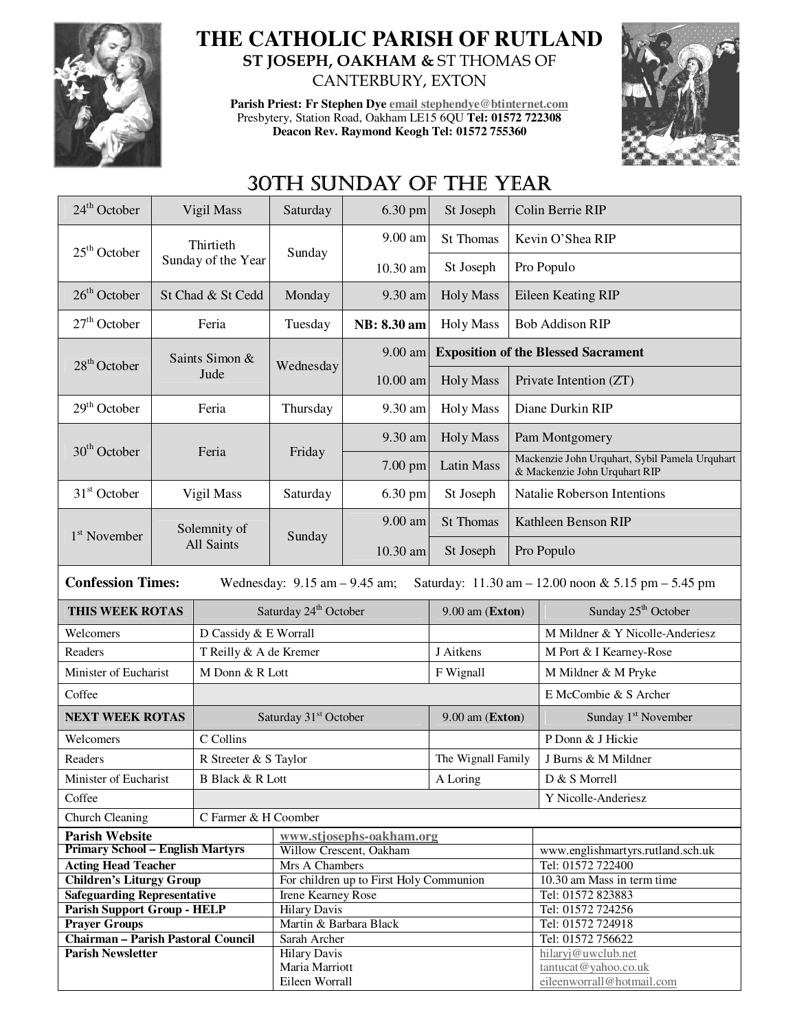# THE CATHOLIC PARISH OF RUTLAND

## ST JOSEPH, OAKHAM & ST THOMAS OF CANTERBURY, EXTON

**Parish Priest: Fr Stephen Dye** email stephendye@btinternet.com
Presbytery, Station Road, Oakham LE15 6QU **Tel: 01572 722308**
**Deacon Rev. Raymond Keogh Tel: 01572 755360**

## 30TH SUNDAY OF THE YEAR

| Date | Feast | Day | Time | Place | Intention |
|---|---|---|---|---|---|
| 24th October | Vigil Mass | Saturday | 6.30 pm | St Joseph | Colin Berrie RIP |
| 25th October | Thirtieth Sunday of the Year | Sunday | 9.00 am | St Thomas | Kevin O'Shea RIP |
| | | | 10.30 am | St Joseph | Pro Populo |
| 26th October | St Chad & St Cedd | Monday | 9.30 am | Holy Mass | Eileen Keating RIP |
| 27th October | Feria | Tuesday | **NB: 8.30 am** | Holy Mass | Bob Addison RIP |
| 28th October | Saints Simon & Jude | Wednesday | 9.00 am | **Exposition of the Blessed Sacrament** | |
| | | | 10.00 am | Holy Mass | Private Intention (ZT) |
| 29th October | Feria | Thursday | 9.30 am | Holy Mass | Diane Durkin RIP |
| 30th October | Feria | Friday | 9.30 am | Holy Mass | Pam Montgomery |
| | | | 7.00 pm | Latin Mass | Mackenzie John Urquhart, Sybil Pamela Urquhart & Mackenzie John Urquhart RIP |
| 31st October | Vigil Mass | Saturday | 6.30 pm | St Joseph | Natalie Roberson Intentions |
| 1st November | Solemnity of All Saints | Sunday | 9.00 am | St Thomas | Kathleen Benson RIP |
| | | | 10.30 am | St Joseph | Pro Populo |

**Confession Times:** Wednesday: 9.15 am – 9.45 am; Saturday: 11.30 am – 12.00 noon & 5.15 pm – 5.45 pm

| **THIS WEEK ROTAS** | Saturday 24th October | 9.00 am (**Exton**) | Sunday 25th October |
|---|---|---|---|
| Welcomers | D Cassidy & E Worrall | | M Mildner & Y Nicolle-Anderiesz |
| Readers | T Reilly & A de Kremer | J Aitkens | M Port & I Kearney-Rose |
| Minister of Eucharist | M Donn & R Lott | F Wignall | M Mildner & M Pryke |
| Coffee | | | E McCombie & S Archer |
| **NEXT WEEK ROTAS** | Saturday 31st October | 9.00 am (**Exton**) | Sunday 1st November |
| Welcomers | C Collins | | P Donn & J Hickie |
| Readers | R Streeter & S Taylor | The Wignall Family | J Burns & M Mildner |
| Minister of Eucharist | B Black & R Lott | A Loring | D & S Morrell |
| Coffee | | | Y Nicolle-Anderiesz |
| Church Cleaning | C Farmer & H Coomber | | |

| | | |
|---|---|---|
| **Parish Website** | www.stjosephs-oakham.org | |
| **Primary School – English Martyrs** | Willow Crescent, Oakham | www.englishmartyrs.rutland.sch.uk |
| **Acting Head Teacher** | Mrs A Chambers | Tel: 01572 722400 |
| **Children's Liturgy Group** | For children up to First Holy Communion | 10.30 am Mass in term time |
| **Safeguarding Representative** | Irene Kearney Rose | Tel: 01572 823883 |
| **Parish Support Group - HELP** | Hilary Davis | Tel: 01572 724256 |
| **Prayer Groups** | Martin & Barbara Black | Tel: 01572 724918 |
| **Chairman – Parish Pastoral Council** | Sarah Archer | Tel: 01572 756622 |
| **Parish Newsletter** | Hilary Davis<br>Maria Marriott<br>Eileen Worrall | hilaryj@uwclub.net<br>tantucat@yahoo.co.uk<br>eileenworrall@hotmail.com |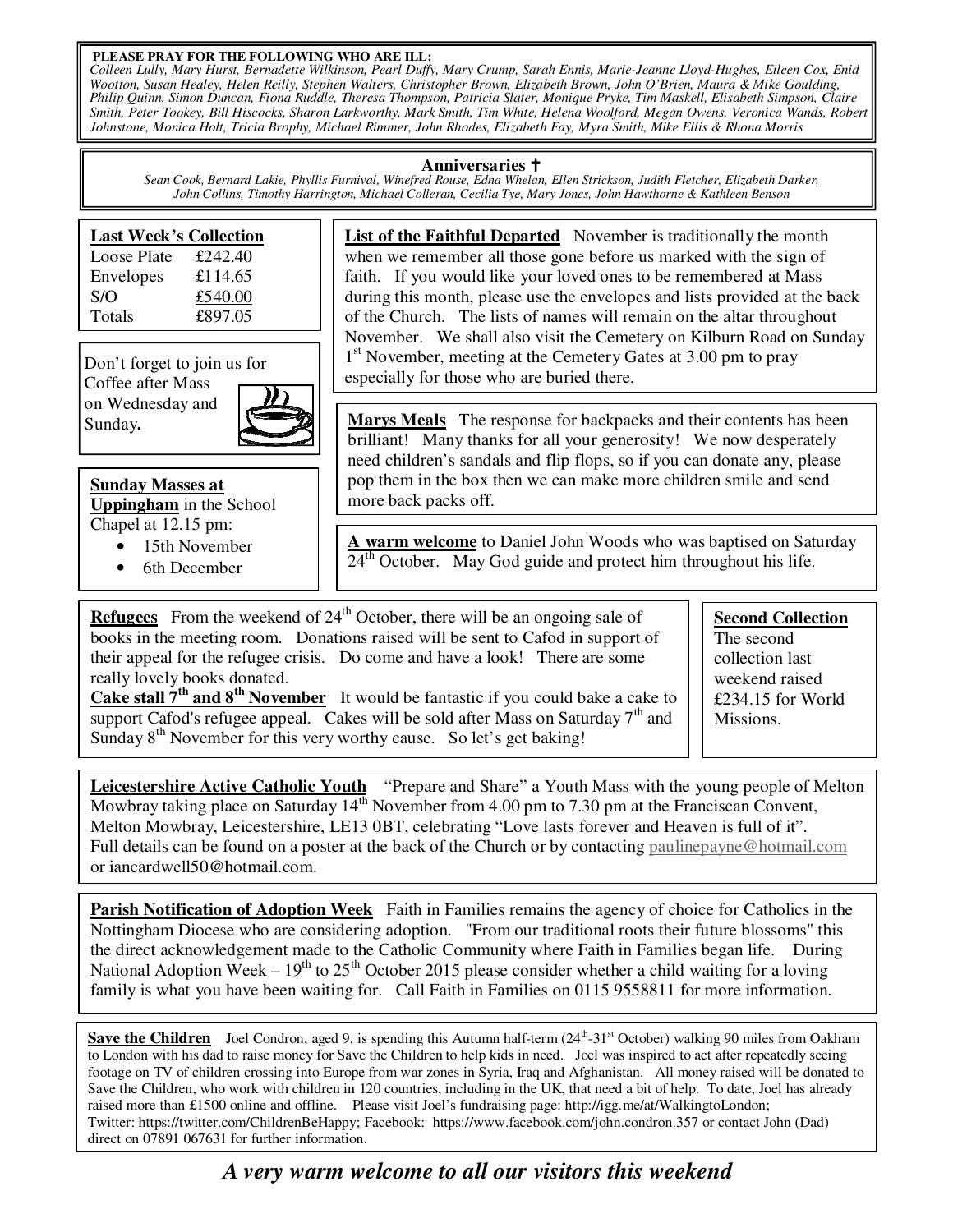**PLEASE PRAY FOR THE FOLLOWING WHO ARE ILL:**

*Colleen Lully, Mary Hurst, Bernadette Wilkinson, Pearl Duffy, Mary Crump, Sarah Ennis, Marie-Jeanne Lloyd-Hughes, Eileen Cox, Enid Wootton, Susan Healey, Helen Reilly, Stephen Walters, Christopher Brown, Elizabeth Brown, John O'Brien, Maura & Mike Goulding, Philip Quinn, Simon Duncan, Fiona Ruddle, Theresa Thompson, Patricia Slater, Monique Pryke, Tim Maskell, Elisabeth Simpson, Claire Smith, Peter Tookey, Bill Hiscocks, Sharon Larkworthy, Mark Smith, Tim White, Helena Woolford, Megan Owens, Veronica Wands, Robert Johnstone, Monica Holt, Tricia Brophy, Michael Rimmer, John Rhodes, Elizabeth Fay, Myra Smith, Mike Ellis & Rhona Morris*

**Anniversaries ✝**

*Sean Cook, Bernard Lakie, Phyllis Furnival, Winefred Rouse, Edna Whelan, Ellen Strickson, Judith Fletcher, Elizabeth Darker, John Collins, Timothy Harrington, Michael Colleran, Cecilia Tye, Mary Jones, John Hawthorne & Kathleen Benson*

**Last Week's Collection**

| | |
|---|---|
| Loose Plate | £242.40 |
| Envelopes | £114.65 |
| S/O | £540.00 |
| Totals | £897.05 |

Don't forget to join us for Coffee after Mass on Wednesday and Sunday**.**

**Sunday Masses at Uppingham** in the School Chapel at 12.15 pm:

- 15th November
- 6th December

**List of the Faithful Departed** November is traditionally the month when we remember all those gone before us marked with the sign of faith. If you would like your loved ones to be remembered at Mass during this month, please use the envelopes and lists provided at the back of the Church. The lists of names will remain on the altar throughout November. We shall also visit the Cemetery on Kilburn Road on Sunday 1st November, meeting at the Cemetery Gates at 3.00 pm to pray especially for those who are buried there.

**Marys Meals** The response for backpacks and their contents has been brilliant! Many thanks for all your generosity! We now desperately need children's sandals and flip flops, so if you can donate any, please pop them in the box then we can make more children smile and send more back packs off.

**A warm welcome** to Daniel John Woods who was baptised on Saturday 24th October. May God guide and protect him throughout his life.

**Refugees** From the weekend of 24th October, there will be an ongoing sale of books in the meeting room. Donations raised will be sent to Cafod in support of their appeal for the refugee crisis. Do come and have a look! There are some really lovely books donated.

**Cake stall 7th and 8th November** It would be fantastic if you could bake a cake to support Cafod's refugee appeal. Cakes will be sold after Mass on Saturday 7th and Sunday 8th November for this very worthy cause. So let's get baking!

**Second Collection** The second collection last weekend raised £234.15 for World Missions.

**Leicestershire Active Catholic Youth** "Prepare and Share" a Youth Mass with the young people of Melton Mowbray taking place on Saturday 14th November from 4.00 pm to 7.30 pm at the Franciscan Convent, Melton Mowbray, Leicestershire, LE13 0BT, celebrating "Love lasts forever and Heaven is full of it". Full details can be found on a poster at the back of the Church or by contacting paulinepayne@hotmail.com or iancardwell50@hotmail.com.

**Parish Notification of Adoption Week** Faith in Families remains the agency of choice for Catholics in the Nottingham Diocese who are considering adoption. "From our traditional roots their future blossoms" this the direct acknowledgement made to the Catholic Community where Faith in Families began life. During National Adoption Week – 19th to 25th October 2015 please consider whether a child waiting for a loving family is what you have been waiting for. Call Faith in Families on 0115 9558811 for more information.

**Save the Children** Joel Condron, aged 9, is spending this Autumn half-term (24th-31st October) walking 90 miles from Oakham to London with his dad to raise money for Save the Children to help kids in need. Joel was inspired to act after repeatedly seeing footage on TV of children crossing into Europe from war zones in Syria, Iraq and Afghanistan. All money raised will be donated to Save the Children, who work with children in 120 countries, including in the UK, that need a bit of help. To date, Joel has already raised more than £1500 online and offline. Please visit Joel's fundraising page: http://igg.me/at/WalkingtoLondon; Twitter: https://twitter.com/ChildrenBeHappy; Facebook: https://www.facebook.com/john.condron.357 or contact John (Dad) direct on 07891 067631 for further information.

***A very warm welcome to all our visitors this weekend***